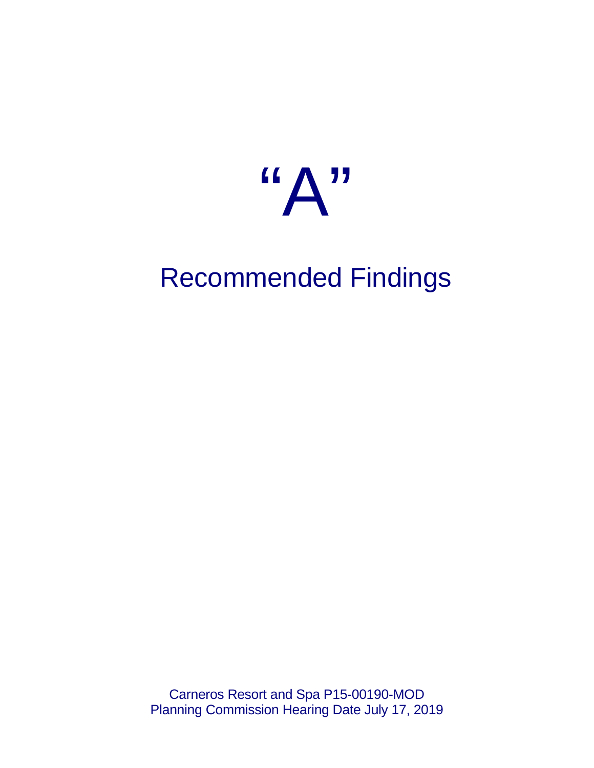# "A"

## Recommended Findings

Carneros Resort and Spa P15-00190-MOD
Planning Commission Hearing Date July 17, 2019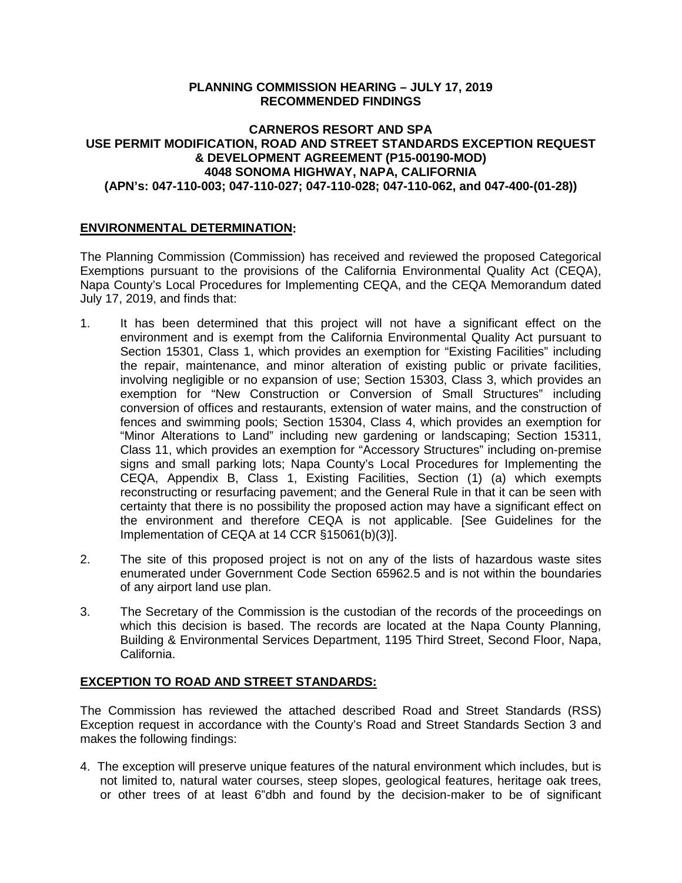**PLANNING COMMISSION HEARING – JULY 17, 2019**
**RECOMMENDED FINDINGS**

**CARNEROS RESORT AND SPA**
**USE PERMIT MODIFICATION, ROAD AND STREET STANDARDS EXCEPTION REQUEST & DEVELOPMENT AGREEMENT (P15-00190-MOD)**
**4048 SONOMA HIGHWAY, NAPA, CALIFORNIA**
**(APN's: 047-110-003; 047-110-027; 047-110-028; 047-110-062, and 047-400-(01-28))**

## ENVIRONMENTAL DETERMINATION:

The Planning Commission (Commission) has received and reviewed the proposed Categorical Exemptions pursuant to the provisions of the California Environmental Quality Act (CEQA), Napa County's Local Procedures for Implementing CEQA, and the CEQA Memorandum dated July 17, 2019, and finds that:

1. It has been determined that this project will not have a significant effect on the environment and is exempt from the California Environmental Quality Act pursuant to Section 15301, Class 1, which provides an exemption for "Existing Facilities" including the repair, maintenance, and minor alteration of existing public or private facilities, involving negligible or no expansion of use; Section 15303, Class 3, which provides an exemption for "New Construction or Conversion of Small Structures" including conversion of offices and restaurants, extension of water mains, and the construction of fences and swimming pools; Section 15304, Class 4, which provides an exemption for "Minor Alterations to Land" including new gardening or landscaping; Section 15311, Class 11, which provides an exemption for "Accessory Structures" including on-premise signs and small parking lots; Napa County's Local Procedures for Implementing the CEQA, Appendix B, Class 1, Existing Facilities, Section (1) (a) which exempts reconstructing or resurfacing pavement; and the General Rule in that it can be seen with certainty that there is no possibility the proposed action may have a significant effect on the environment and therefore CEQA is not applicable. [See Guidelines for the Implementation of CEQA at 14 CCR §15061(b)(3)].

2. The site of this proposed project is not on any of the lists of hazardous waste sites enumerated under Government Code Section 65962.5 and is not within the boundaries of any airport land use plan.

3. The Secretary of the Commission is the custodian of the records of the proceedings on which this decision is based. The records are located at the Napa County Planning, Building & Environmental Services Department, 1195 Third Street, Second Floor, Napa, California.

## EXCEPTION TO ROAD AND STREET STANDARDS:

The Commission has reviewed the attached described Road and Street Standards (RSS) Exception request in accordance with the County's Road and Street Standards Section 3 and makes the following findings:

4. The exception will preserve unique features of the natural environment which includes, but is not limited to, natural water courses, steep slopes, geological features, heritage oak trees, or other trees of at least 6"dbh and found by the decision-maker to be of significant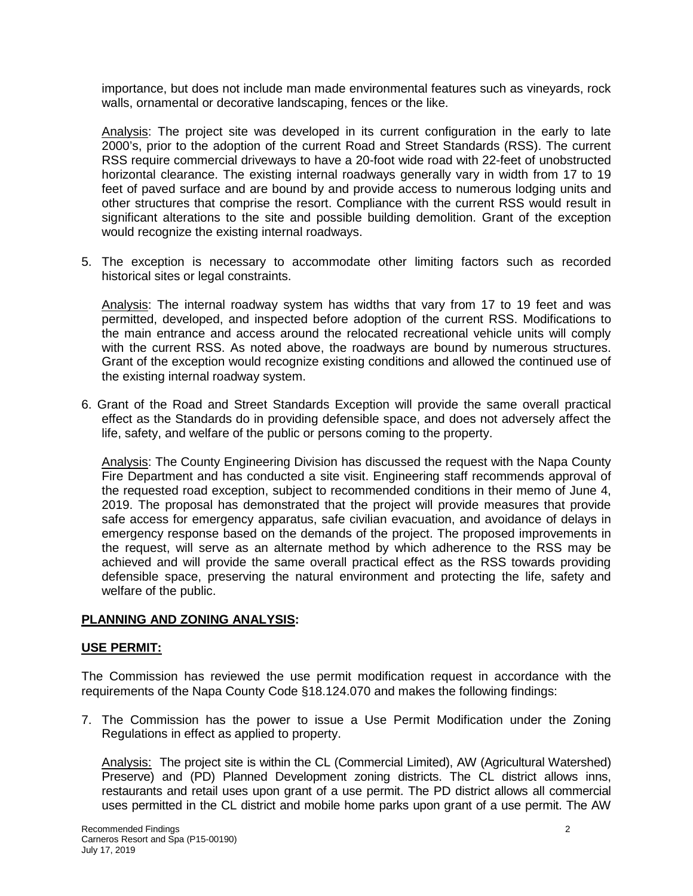importance, but does not include man made environmental features such as vineyards, rock walls, ornamental or decorative landscaping, fences or the like.

Analysis: The project site was developed in its current configuration in the early to late 2000's, prior to the adoption of the current Road and Street Standards (RSS). The current RSS require commercial driveways to have a 20-foot wide road with 22-feet of unobstructed horizontal clearance. The existing internal roadways generally vary in width from 17 to 19 feet of paved surface and are bound by and provide access to numerous lodging units and other structures that comprise the resort. Compliance with the current RSS would result in significant alterations to the site and possible building demolition. Grant of the exception would recognize the existing internal roadways.

5. The exception is necessary to accommodate other limiting factors such as recorded historical sites or legal constraints.

   Analysis: The internal roadway system has widths that vary from 17 to 19 feet and was permitted, developed, and inspected before adoption of the current RSS. Modifications to the main entrance and access around the relocated recreational vehicle units will comply with the current RSS. As noted above, the roadways are bound by numerous structures. Grant of the exception would recognize existing conditions and allowed the continued use of the existing internal roadway system.

6. Grant of the Road and Street Standards Exception will provide the same overall practical effect as the Standards do in providing defensible space, and does not adversely affect the life, safety, and welfare of the public or persons coming to the property.

   Analysis: The County Engineering Division has discussed the request with the Napa County Fire Department and has conducted a site visit. Engineering staff recommends approval of the requested road exception, subject to recommended conditions in their memo of June 4, 2019. The proposal has demonstrated that the project will provide measures that provide safe access for emergency apparatus, safe civilian evacuation, and avoidance of delays in emergency response based on the demands of the project. The proposed improvements in the request, will serve as an alternate method by which adherence to the RSS may be achieved and will provide the same overall practical effect as the RSS towards providing defensible space, preserving the natural environment and protecting the life, safety and welfare of the public.

**PLANNING AND ZONING ANALYSIS:**

**USE PERMIT:**

The Commission has reviewed the use permit modification request in accordance with the requirements of the Napa County Code §18.124.070 and makes the following findings:

7. The Commission has the power to issue a Use Permit Modification under the Zoning Regulations in effect as applied to property.

   Analysis: The project site is within the CL (Commercial Limited), AW (Agricultural Watershed) Preserve) and (PD) Planned Development zoning districts. The CL district allows inns, restaurants and retail uses upon grant of a use permit. The PD district allows all commercial uses permitted in the CL district and mobile home parks upon grant of a use permit. The AW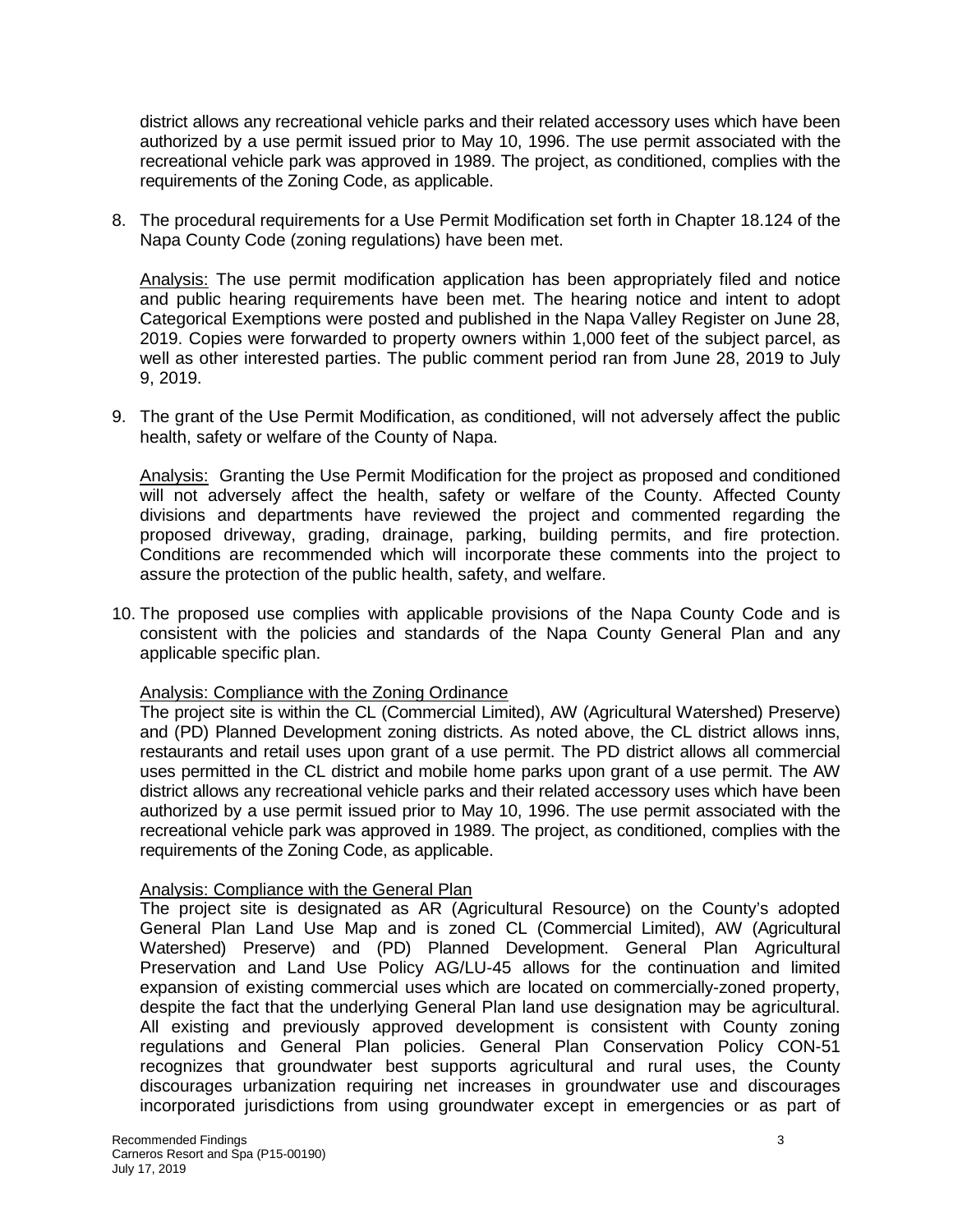district allows any recreational vehicle parks and their related accessory uses which have been authorized by a use permit issued prior to May 10, 1996. The use permit associated with the recreational vehicle park was approved in 1989. The project, as conditioned, complies with the requirements of the Zoning Code, as applicable.

8. The procedural requirements for a Use Permit Modification set forth in Chapter 18.124 of the Napa County Code (zoning regulations) have been met.

   Analysis: The use permit modification application has been appropriately filed and notice and public hearing requirements have been met. The hearing notice and intent to adopt Categorical Exemptions were posted and published in the Napa Valley Register on June 28, 2019. Copies were forwarded to property owners within 1,000 feet of the subject parcel, as well as other interested parties. The public comment period ran from June 28, 2019 to July 9, 2019.

9. The grant of the Use Permit Modification, as conditioned, will not adversely affect the public health, safety or welfare of the County of Napa.

   Analysis: Granting the Use Permit Modification for the project as proposed and conditioned will not adversely affect the health, safety or welfare of the County. Affected County divisions and departments have reviewed the project and commented regarding the proposed driveway, grading, drainage, parking, building permits, and fire protection. Conditions are recommended which will incorporate these comments into the project to assure the protection of the public health, safety, and welfare.

10. The proposed use complies with applicable provisions of the Napa County Code and is consistent with the policies and standards of the Napa County General Plan and any applicable specific plan.

    Analysis: Compliance with the Zoning Ordinance
    The project site is within the CL (Commercial Limited), AW (Agricultural Watershed) Preserve) and (PD) Planned Development zoning districts. As noted above, the CL district allows inns, restaurants and retail uses upon grant of a use permit. The PD district allows all commercial uses permitted in the CL district and mobile home parks upon grant of a use permit. The AW district allows any recreational vehicle parks and their related accessory uses which have been authorized by a use permit issued prior to May 10, 1996. The use permit associated with the recreational vehicle park was approved in 1989. The project, as conditioned, complies with the requirements of the Zoning Code, as applicable.

    Analysis: Compliance with the General Plan
    The project site is designated as AR (Agricultural Resource) on the County's adopted General Plan Land Use Map and is zoned CL (Commercial Limited), AW (Agricultural Watershed) Preserve) and (PD) Planned Development. General Plan Agricultural Preservation and Land Use Policy AG/LU-45 allows for the continuation and limited expansion of existing commercial uses which are located on commercially-zoned property, despite the fact that the underlying General Plan land use designation may be agricultural. All existing and previously approved development is consistent with County zoning regulations and General Plan policies. General Plan Conservation Policy CON-51 recognizes that groundwater best supports agricultural and rural uses, the County discourages urbanization requiring net increases in groundwater use and discourages incorporated jurisdictions from using groundwater except in emergencies or as part of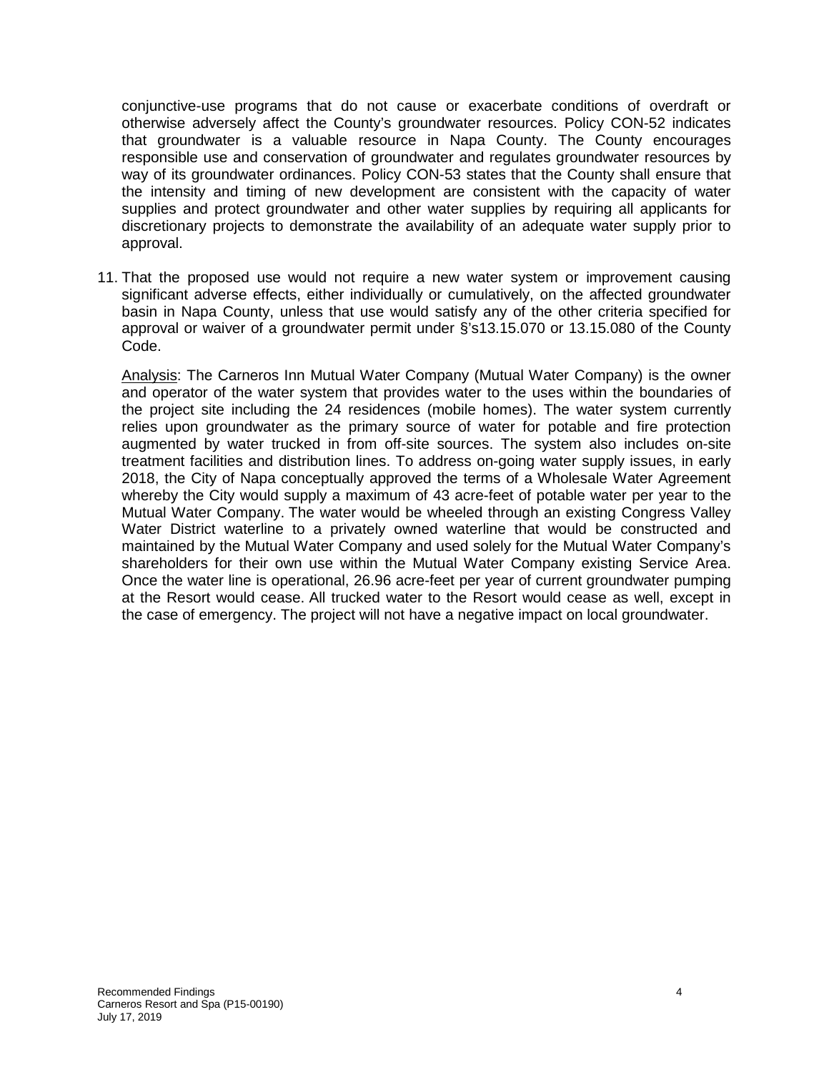conjunctive-use programs that do not cause or exacerbate conditions of overdraft or otherwise adversely affect the County's groundwater resources. Policy CON-52 indicates that groundwater is a valuable resource in Napa County. The County encourages responsible use and conservation of groundwater and regulates groundwater resources by way of its groundwater ordinances. Policy CON-53 states that the County shall ensure that the intensity and timing of new development are consistent with the capacity of water supplies and protect groundwater and other water supplies by requiring all applicants for discretionary projects to demonstrate the availability of an adequate water supply prior to approval.

11. That the proposed use would not require a new water system or improvement causing significant adverse effects, either individually or cumulatively, on the affected groundwater basin in Napa County, unless that use would satisfy any of the other criteria specified for approval or waiver of a groundwater permit under §'s13.15.070 or 13.15.080 of the County Code.

    Analysis: The Carneros Inn Mutual Water Company (Mutual Water Company) is the owner and operator of the water system that provides water to the uses within the boundaries of the project site including the 24 residences (mobile homes). The water system currently relies upon groundwater as the primary source of water for potable and fire protection augmented by water trucked in from off-site sources. The system also includes on-site treatment facilities and distribution lines. To address on-going water supply issues, in early 2018, the City of Napa conceptually approved the terms of a Wholesale Water Agreement whereby the City would supply a maximum of 43 acre-feet of potable water per year to the Mutual Water Company. The water would be wheeled through an existing Congress Valley Water District waterline to a privately owned waterline that would be constructed and maintained by the Mutual Water Company and used solely for the Mutual Water Company's shareholders for their own use within the Mutual Water Company existing Service Area. Once the water line is operational, 26.96 acre-feet per year of current groundwater pumping at the Resort would cease. All trucked water to the Resort would cease as well, except in the case of emergency. The project will not have a negative impact on local groundwater.